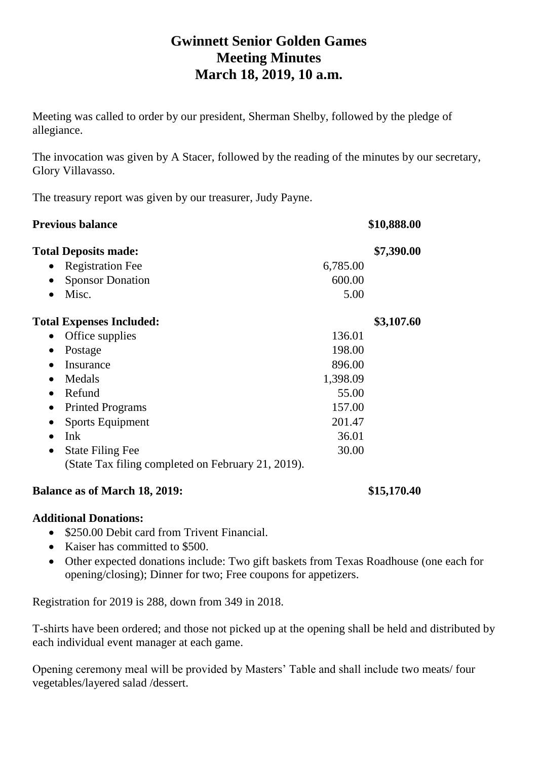# Gwinnett Senior Golden Games
# Meeting Minutes
# March 18, 2019, 10 a.m.

Meeting was called to order by our president, Sherman Shelby, followed by the pledge of allegiance.

The invocation was given by A Stacer, followed by the reading of the minutes by our secretary, Glory Villavasso.

The treasury report was given by our treasurer, Judy Payne.

| | | |
|---|---|---|
| **Previous balance** | | **$10,888.00** |
| **Total Deposits made:** | | **$7,390.00** |
| • Registration Fee | 6,785.00 | |
| • Sponsor Donation | 600.00 | |
| • Misc. | 5.00 | |
| **Total Expenses Included:** | | **$3,107.60** |
| • Office supplies | 136.01 | |
| • Postage | 198.00 | |
| • Insurance | 896.00 | |
| • Medals | 1,398.09 | |
| • Refund | 55.00 | |
| • Printed Programs | 157.00 | |
| • Sports Equipment | 201.47 | |
| • Ink | 36.01 | |
| • State Filing Fee | 30.00 | |
| (State Tax filing completed on February 21, 2019). | | |
| **Balance as of March 18, 2019:** | | **$15,170.40** |

**Additional Donations:**

- $250.00 Debit card from Trivent Financial.
- Kaiser has committed to $500.
- Other expected donations include: Two gift baskets from Texas Roadhouse (one each for opening/closing); Dinner for two; Free coupons for appetizers.

Registration for 2019 is 288, down from 349 in 2018.

T-shirts have been ordered; and those not picked up at the opening shall be held and distributed by each individual event manager at each game.

Opening ceremony meal will be provided by Masters' Table and shall include two meats/ four vegetables/layered salad /dessert.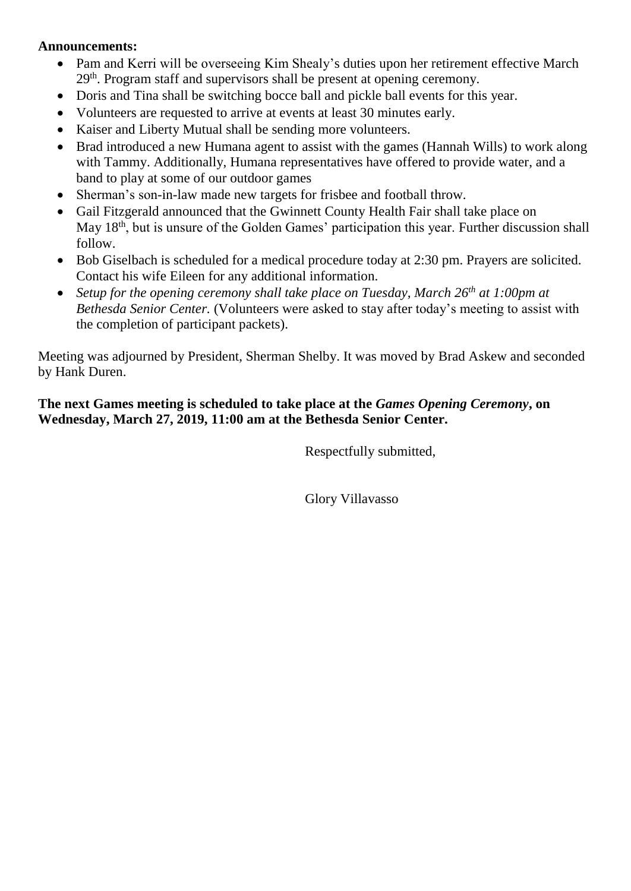**Announcements:**

- Pam and Kerri will be overseeing Kim Shealy's duties upon her retirement effective March 29th. Program staff and supervisors shall be present at opening ceremony.
- Doris and Tina shall be switching bocce ball and pickle ball events for this year.
- Volunteers are requested to arrive at events at least 30 minutes early.
- Kaiser and Liberty Mutual shall be sending more volunteers.
- Brad introduced a new Humana agent to assist with the games (Hannah Wills) to work along with Tammy. Additionally, Humana representatives have offered to provide water, and a band to play at some of our outdoor games
- Sherman's son-in-law made new targets for frisbee and football throw.
- Gail Fitzgerald announced that the Gwinnett County Health Fair shall take place on May 18th, but is unsure of the Golden Games' participation this year. Further discussion shall follow.
- Bob Giselbach is scheduled for a medical procedure today at 2:30 pm. Prayers are solicited. Contact his wife Eileen for any additional information.
- *Setup for the opening ceremony shall take place on Tuesday, March 26th at 1:00pm at Bethesda Senior Center.* (Volunteers were asked to stay after today's meeting to assist with the completion of participant packets).

Meeting was adjourned by President, Sherman Shelby. It was moved by Brad Askew and seconded by Hank Duren.

**The next Games meeting is scheduled to take place at the *Games Opening Ceremony*, on Wednesday, March 27, 2019, 11:00 am at the Bethesda Senior Center.**

Respectfully submitted,

Glory Villavasso